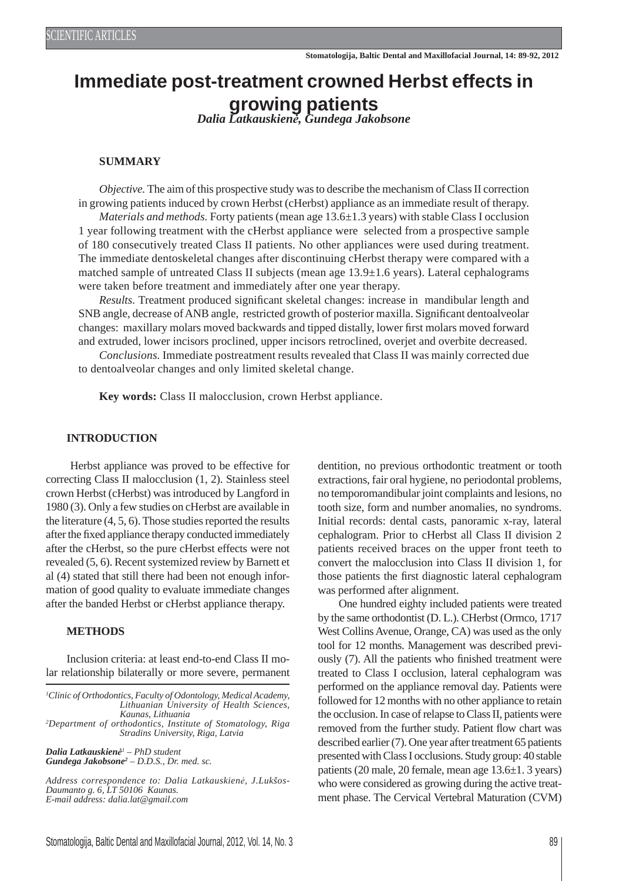SCIENTIFIC ARTICLES

# Immediate post-treatment crowned Herbst effects in growing patients

*Dalia Latkauskienė, Gundega Jakobsone*

### SUMMARY

*Objective.* The aim of this prospective study was to describe the mechanism of Class II correction in growing patients induced by crown Herbst (cHerbst) appliance as an immediate result of therapy.

*Materials and methods.* Forty patients (mean age 13.6±1.3 years) with stable Class I occlusion 1 year following treatment with the cHerbst appliance were selected from a prospective sample of 180 consecutively treated Class II patients. No other appliances were used during treatment. The immediate dentoskeletal changes after discontinuing cHerbst therapy were compared with a matched sample of untreated Class II subjects (mean age 13.9±1.6 years). Lateral cephalograms were taken before treatment and immediately after one year therapy.

*Results.* Treatment produced significant skeletal changes: increase in mandibular length and SNB angle, decrease of ANB angle, restricted growth of posterior maxilla. Significant dentoalveolar changes: maxillary molars moved backwards and tipped distally, lower first molars moved forward and extruded, lower incisors proclined, upper incisors retroclined, overjet and overbite decreased.

*Conclusions.* Immediate postreatment results revealed that Class II was mainly corrected due to dentoalveolar changes and only limited skeletal change.

**Key words:** Class II malocclusion, crown Herbst appliance.

## INTRODUCTION

Herbst appliance was proved to be effective for correcting Class II malocclusion (1, 2). Stainless steel crown Herbst (cHerbst) was introduced by Langford in 1980 (3). Only a few studies on cHerbst are available in the literature (4, 5, 6). Those studies reported the results after the fixed appliance therapy conducted immediately after the cHerbst, so the pure cHerbst effects were not revealed (5, 6). Recent systemized review by Barnett et al (4) stated that still there had been not enough information of good quality to evaluate immediate changes after the banded Herbst or cHerbst appliance therapy.

## METHODS

Inclusion criteria: at least end-to-end Class II molar relationship bilaterally or more severe, permanent dentition, no previous orthodontic treatment or tooth extractions, fair oral hygiene, no periodontal problems, no temporomandibular joint complaints and lesions, no tooth size, form and number anomalies, no syndroms. Initial records: dental casts, panoramic x-ray, lateral cephalogram. Prior to cHerbst all Class II division 2 patients received braces on the upper front teeth to convert the malocclusion into Class II division 1, for those patients the first diagnostic lateral cephalogram was performed after alignment.

One hundred eighty included patients were treated by the same orthodontist (D. L.). CHerbst (Ormco, 1717 West Collins Avenue, Orange, CA) was used as the only tool for 12 months. Management was described previously (7). All the patients who finished treatment were treated to Class I occlusion, lateral cephalogram was performed on the appliance removal day. Patients were followed for 12 months with no other appliance to retain the occlusion. In case of relapse to Class II, patients were removed from the further study. Patient flow chart was described earlier (7). One year after treatment 65 patients presented with Class I occlusions. Study group: 40 stable patients (20 male, 20 female, mean age 13.6±1. 3 years) who were considered as growing during the active treatment phase. The Cervical Vertebral Maturation (CVM)

---

[1]Clinic of Orthodontics, Faculty of Odontology, Medical Academy, Lithuanian University of Health Sciences, Kaunas, Lithuania
[2]Department of orthodontics, Institute of Stomatology, Riga Stradins University, Riga, Latvia

*Dalia Latkauskienė[1] – PhD student*
*Gundega Jakobsone[2] – D.D.S., Dr. med. sc.*

*Address correspondence to: Dalia Latkauskienė, J.Lukšos-Daumanto g. 6, LT 50106 Kaunas.*
*E-mail address: dalia.lat@gmail.com*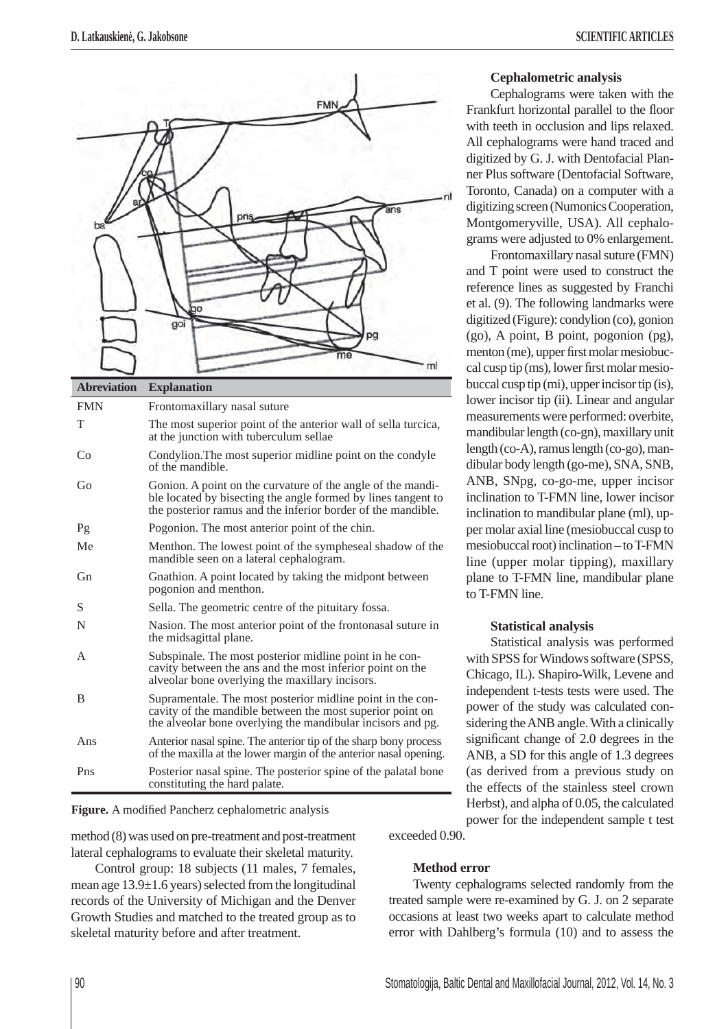| Abreviation | Explanation |
|---|---|
| FMN | Frontomaxillary nasal suture |
| T | The most superior point of the anterior wall of sella turcica, at the junction with tuberculum sellae |
| Co | Condylion.The most superior midline point on the condyle of the mandible. |
| Go | Gonion. A point on the curvature of the angle of the mandible located by bisecting the angle formed by lines tangent to the posterior ramus and the inferior border of the mandible. |
| Pg | Pogonion. The most anterior point of the chin. |
| Me | Menthon. The lowest point of the sympheseal shadow of the mandible seen on a lateral cephalogram. |
| Gn | Gnathion. A point located by taking the midpont between pogonion and menthon. |
| S | Sella. The geometric centre of the pituitary fossa. |
| N | Nasion. The most anterior point of the frontonasal suture in the midsagittal plane. |
| A | Subspinale. The most posterior midline point in he concavity between the ans and the most inferior point on the alveolar bone overlying the maxillary incisors. |
| B | Supramentale. The most posterior midline point in the concavity of the mandible between the most superior point on the alveolar bone overlying the mandibular incisors and pg. |
| Ans | Anterior nasal spine. The anterior tip of the sharp bony process of the maxilla at the lower margin of the anterior nasal opening. |
| Pns | Posterior nasal spine. The posterior spine of the palatal bone constituting the hard palate. |

**Figure.** A modified Pancherz cephalometric analysis

method (8) was used on pre-treatment and post-treatment lateral cephalograms to evaluate their skeletal maturity.

Control group: 18 subjects (11 males, 7 females, mean age 13.9±1.6 years) selected from the longitudinal records of the University of Michigan and the Denver Growth Studies and matched to the treated group as to skeletal maturity before and after treatment.

### Cephalometric analysis

Cephalograms were taken with the Frankfurt horizontal parallel to the floor with teeth in occlusion and lips relaxed. All cephalograms were hand traced and digitized by G. J. with Dentofacial Planner Plus software (Dentofacial Software, Toronto, Canada) on a computer with a digitizing screen (Numonics Cooperation, Montgomeryville, USA). All cephalograms were adjusted to 0% enlargement.

Frontomaxillary nasal suture (FMN) and T point were used to construct the reference lines as suggested by Franchi et al. (9). The following landmarks were digitized (Figure): condylion (co), gonion (go), A point, B point, pogonion (pg), menton (me), upper first molar mesiobuccal cusp tip (ms), lower first molar mesiobuccal cusp tip (mi), upper incisor tip (is), lower incisor tip (ii). Linear and angular measurements were performed: overbite, mandibular length (co-gn), maxillary unit length (co-A), ramus length (co-go), mandibular body length (go-me), SNA, SNB, ANB, SNpg, co-go-me, upper incisor inclination to T-FMN line, lower incisor inclination to mandibular plane (ml), upper molar axial line (mesiobuccal cusp to mesiobuccal root) inclination – to T-FMN line (upper molar tipping), maxillary plane to T-FMN line, mandibular plane to T-FMN line.

### Statistical analysis

Statistical analysis was performed with SPSS for Windows software (SPSS, Chicago, IL). Shapiro-Wilk, Levene and independent t-tests tests were used. The power of the study was calculated considering the ANB angle. With a clinically significant change of 2.0 degrees in the ANB, a SD for this angle of 1.3 degrees (as derived from a previous study on the effects of the stainless steel crown Herbst), and alpha of 0.05, the calculated power for the independent sample t test exceeded 0.90.

### Method error

Twenty cephalograms selected randomly from the treated sample were re-examined by G. J. on 2 separate occasions at least two weeks apart to calculate method error with Dahlberg's formula (10) and to assess the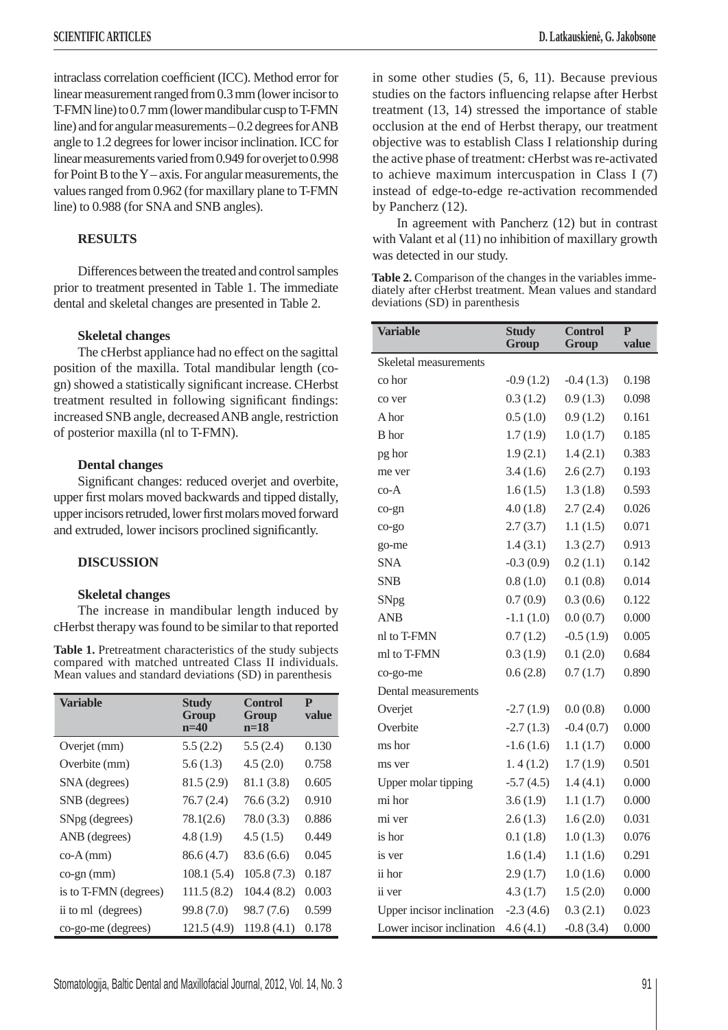intraclass correlation coefficient (ICC). Method error for linear measurement ranged from 0.3 mm (lower incisor to T-FMN line) to 0.7 mm (lower mandibular cusp to T-FMN line) and for angular measurements – 0.2 degrees for ANB angle to 1.2 degrees for lower incisor inclination. ICC for linear measurements varied from 0.949 for overjet to 0.998 for Point B to the Y – axis. For angular measurements, the values ranged from 0.962 (for maxillary plane to T-FMN line) to 0.988 (for SNA and SNB angles).

## RESULTS

Differences between the treated and control samples prior to treatment presented in Table 1. The immediate dental and skeletal changes are presented in Table 2.

### Skeletal changes

The cHerbst appliance had no effect on the sagittal position of the maxilla. Total mandibular length (co-gn) showed a statistically significant increase. CHerbst treatment resulted in following significant findings: increased SNB angle, decreased ANB angle, restriction of posterior maxilla (nl to T-FMN).

### Dental changes

Significant changes: reduced overjet and overbite, upper first molars moved backwards and tipped distally, upper incisors retruded, lower first molars moved forward and extruded, lower incisors proclined significantly.

## DISCUSSION

### Skeletal changes

The increase in mandibular length induced by cHerbst therapy was found to be similar to that reported in some other studies (5, 6, 11). Because previous studies on the factors influencing relapse after Herbst treatment (13, 14) stressed the importance of stable occlusion at the end of Herbst therapy, our treatment objective was to establish Class I relationship during the active phase of treatment: cHerbst was re-activated to achieve maximum intercuspation in Class I (7) instead of edge-to-edge re-activation recommended by Pancherz (12).

In agreement with Pancherz (12) but in contrast with Valant et al (11) no inhibition of maxillary growth was detected in our study.

**Table 1.** Pretreatment characteristics of the study subjects compared with matched untreated Class II individuals. Mean values and standard deviations (SD) in parenthesis

| Variable | Study Group n=40 | Control Group n=18 | P value |
|---|---|---|---|
| Overjet (mm) | 5.5 (2.2) | 5.5 (2.4) | 0.130 |
| Overbite (mm) | 5.6 (1.3) | 4.5 (2.0) | 0.758 |
| SNA (degrees) | 81.5 (2.9) | 81.1 (3.8) | 0.605 |
| SNB (degrees) | 76.7 (2.4) | 76.6 (3.2) | 0.910 |
| SNpg (degrees) | 78.1(2.6) | 78.0 (3.3) | 0.886 |
| ANB (degrees) | 4.8 (1.9) | 4.5 (1.5) | 0.449 |
| co-A (mm) | 86.6 (4.7) | 83.6 (6.6) | 0.045 |
| co-gn (mm) | 108.1 (5.4) | 105.8 (7.3) | 0.187 |
| is to T-FMN (degrees) | 111.5 (8.2) | 104.4 (8.2) | 0.003 |
| ii to ml (degrees) | 99.8 (7.0) | 98.7 (7.6) | 0.599 |
| co-go-me (degrees) | 121.5 (4.9) | 119.8 (4.1) | 0.178 |

**Table 2.** Comparison of the changes in the variables immediately after cHerbst treatment. Mean values and standard deviations (SD) in parenthesis

| Variable | Study Group | Control Group | P value |
|---|---|---|---|
| Skeletal measurements | | | |
| co hor | -0.9 (1.2) | -0.4 (1.3) | 0.198 |
| co ver | 0.3 (1.2) | 0.9 (1.3) | 0.098 |
| A hor | 0.5 (1.0) | 0.9 (1.2) | 0.161 |
| B hor | 1.7 (1.9) | 1.0 (1.7) | 0.185 |
| pg hor | 1.9 (2.1) | 1.4 (2.1) | 0.383 |
| me ver | 3.4 (1.6) | 2.6 (2.7) | 0.193 |
| co-A | 1.6 (1.5) | 1.3 (1.8) | 0.593 |
| co-gn | 4.0 (1.8) | 2.7 (2.4) | 0.026 |
| co-go | 2.7 (3.7) | 1.1 (1.5) | 0.071 |
| go-me | 1.4 (3.1) | 1.3 (2.7) | 0.913 |
| SNA | -0.3 (0.9) | 0.2 (1.1) | 0.142 |
| SNB | 0.8 (1.0) | 0.1 (0.8) | 0.014 |
| SNpg | 0.7 (0.9) | 0.3 (0.6) | 0.122 |
| ANB | -1.1 (1.0) | 0.0 (0.7) | 0.000 |
| nl to T-FMN | 0.7 (1.2) | -0.5 (1.9) | 0.005 |
| ml to T-FMN | 0.3 (1.9) | 0.1 (2.0) | 0.684 |
| co-go-me | 0.6 (2.8) | 0.7 (1.7) | 0.890 |
| Dental measurements | | | |
| Overjet | -2.7 (1.9) | 0.0 (0.8) | 0.000 |
| Overbite | -2.7 (1.3) | -0.4 (0.7) | 0.000 |
| ms hor | -1.6 (1.6) | 1.1 (1.7) | 0.000 |
| ms ver | 1. 4 (1.2) | 1.7 (1.9) | 0.501 |
| Upper molar tipping | -5.7 (4.5) | 1.4 (4.1) | 0.000 |
| mi hor | 3.6 (1.9) | 1.1 (1.7) | 0.000 |
| mi ver | 2.6 (1.3) | 1.6 (2.0) | 0.031 |
| is hor | 0.1 (1.8) | 1.0 (1.3) | 0.076 |
| is ver | 1.6 (1.4) | 1.1 (1.6) | 0.291 |
| ii hor | 2.9 (1.7) | 1.0 (1.6) | 0.000 |
| ii ver | 4.3 (1.7) | 1.5 (2.0) | 0.000 |
| Upper incisor inclination | -2.3 (4.6) | 0.3 (2.1) | 0.023 |
| Lower incisor inclination | 4.6 (4.1) | -0.8 (3.4) | 0.000 |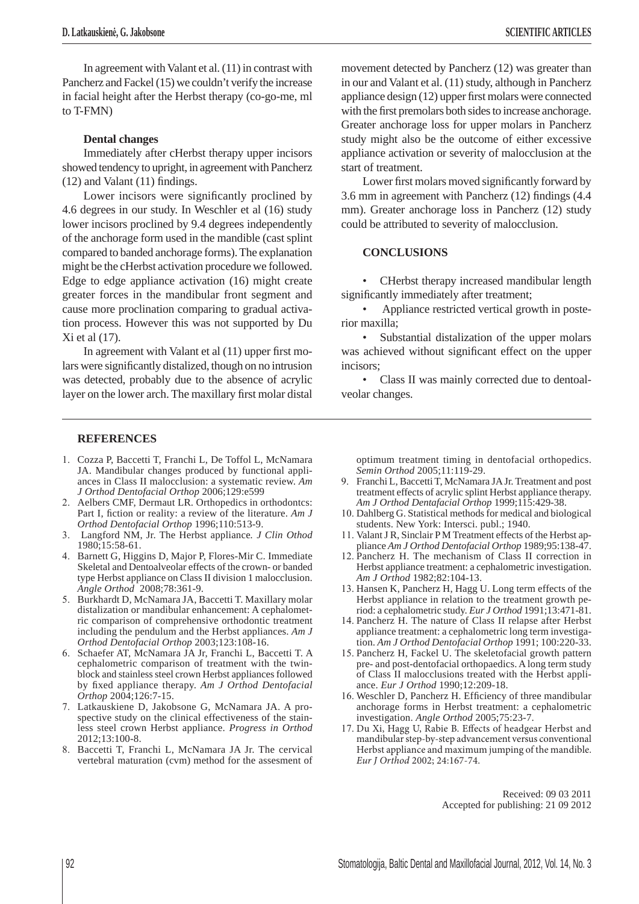In agreement with Valant et al. (11) in contrast with Pancherz and Fackel (15) we couldn't verify the increase in facial height after the Herbst therapy (co-go-me, ml to T-FMN)

**Dental changes**

Immediately after cHerbst therapy upper incisors showed tendency to upright, in agreement with Pancherz (12) and Valant (11) findings.

Lower incisors were significantly proclined by 4.6 degrees in our study. In Weschler et al (16) study lower incisors proclined by 9.4 degrees independently of the anchorage form used in the mandible (cast splint compared to banded anchorage forms). The explanation might be the cHerbst activation procedure we followed. Edge to edge appliance activation (16) might create greater forces in the mandibular front segment and cause more proclination comparing to gradual activation process. However this was not supported by Du Xi et al (17).

In agreement with Valant et al (11) upper first molars were significantly distalized, though on no intrusion was detected, probably due to the absence of acrylic layer on the lower arch. The maxillary first molar distal movement detected by Pancherz (12) was greater than in our and Valant et al. (11) study, although in Pancherz appliance design (12) upper first molars were connected with the first premolars both sides to increase anchorage. Greater anchorage loss for upper molars in Pancherz study might also be the outcome of either excessive appliance activation or severity of malocclusion at the start of treatment.

Lower first molars moved significantly forward by 3.6 mm in agreement with Pancherz (12) findings (4.4 mm). Greater anchorage loss in Pancherz (12) study could be attributed to severity of malocclusion.

## CONCLUSIONS

- CHerbst therapy increased mandibular length significantly immediately after treatment;
- Appliance restricted vertical growth in posterior maxilla;
- Substantial distalization of the upper molars was achieved without significant effect on the upper incisors;
- Class II was mainly corrected due to dentoalveolar changes.

## REFERENCES

1. Cozza P, Baccetti T, Franchi L, De Toffol L, McNamara JA. Mandibular changes produced by functional appliances in Class II malocclusion: a systematic review. *Am J Orthod Dentofacial Orthop* 2006;129:e599
2. Aelbers CMF, Dermaut LR. Orthopedics in orthodontcs: Part I, fiction or reality: a review of the literature. *Am J Orthod Dentofacial Orthop* 1996;110:513-9.
3. Langford NM, Jr. The Herbst appliance. *J Clin Othod* 1980;15:58-61.
4. Barnett G, Higgins D, Major P, Flores-Mir C. Immediate Skeletal and Dentoalveolar effects of the crown- or banded type Herbst appliance on Class II division 1 malocclusion. *Angle Orthod* 2008;78:361-9.
5. Burkhardt D, McNamara JA, Baccetti T. Maxillary molar distalization or mandibular enhancement: A cephalometric comparison of comprehensive orthodontic treatment including the pendulum and the Herbst appliances. *Am J Orthod Dentofacial Orthop* 2003;123:108-16.
6. Schaefer AT, McNamara JA Jr, Franchi L, Baccetti T. A cephalometric comparison of treatment with the twin-block and stainless steel crown Herbst appliances followed by fixed appliance therapy. *Am J Orthod Dentofacial Orthop* 2004;126:7-15.
7. Latkauskiene D, Jakobsone G, McNamara JA. A prospective study on the clinical effectiveness of the stainless steel crown Herbst appliance. *Progress in Orthod* 2012;13:100-8.
8. Baccetti T, Franchi L, McNamara JA Jr. The cervical vertebral maturation (cvm) method for the assesment of optimum treatment timing in dentofacial orthopedics. *Semin Orthod* 2005;11:119-29.
9. Franchi L, Baccetti T, McNamara JA Jr. Treatment and post treatment effects of acrylic splint Herbst appliance therapy. *Am J Orthod Dentafacial Orthop* 1999;115:429-38.
10. Dahlberg G. Statistical methods for medical and biological students. New York: Intersci. publ.; 1940.
11. Valant J R, Sinclair P M Treatment effects of the Herbst appliance *Am J Orthod Dentofacial Orthop* 1989;95:138-47.
12. Pancherz H. The mechanism of Class II correction in Herbst appliance treatment: a cephalometric investigation. *Am J Orthod* 1982;82:104-13.
13. Hansen K, Pancherz H, Hagg U. Long term effects of the Herbst appliance in relation to the treatment growth period: a cephalometric study. *Eur J Orthod* 1991;13:471-81.
14. Pancherz H. The nature of Class II relapse after Herbst appliance treatment: a cephalometric long term investigation. *Am J Orthod Dentofacial Orthop* 1991; 100:220-33.
15. Pancherz H, Fackel U. The skeletofacial growth pattern pre- and post-dentofacial orthopaedics. A long term study of Class II malocclusions treated with the Herbst appliance. *Eur J Orthod* 1990;12:209-18.
16. Weschler D, Pancherz H. Efficiency of three mandibular anchorage forms in Herbst treatment: a cephalometric investigation. *Angle Orthod* 2005;75:23-7.
17. Du Xi, Hagg U, Rabie B. Effects of headgear Herbst and mandibular step-by-step advancement versus conventional Herbst appliance and maximum jumping of the mandible. *Eur J Orthod* 2002; 24:167-74.

Received: 09 03 2011
Accepted for publishing: 21 09 2012